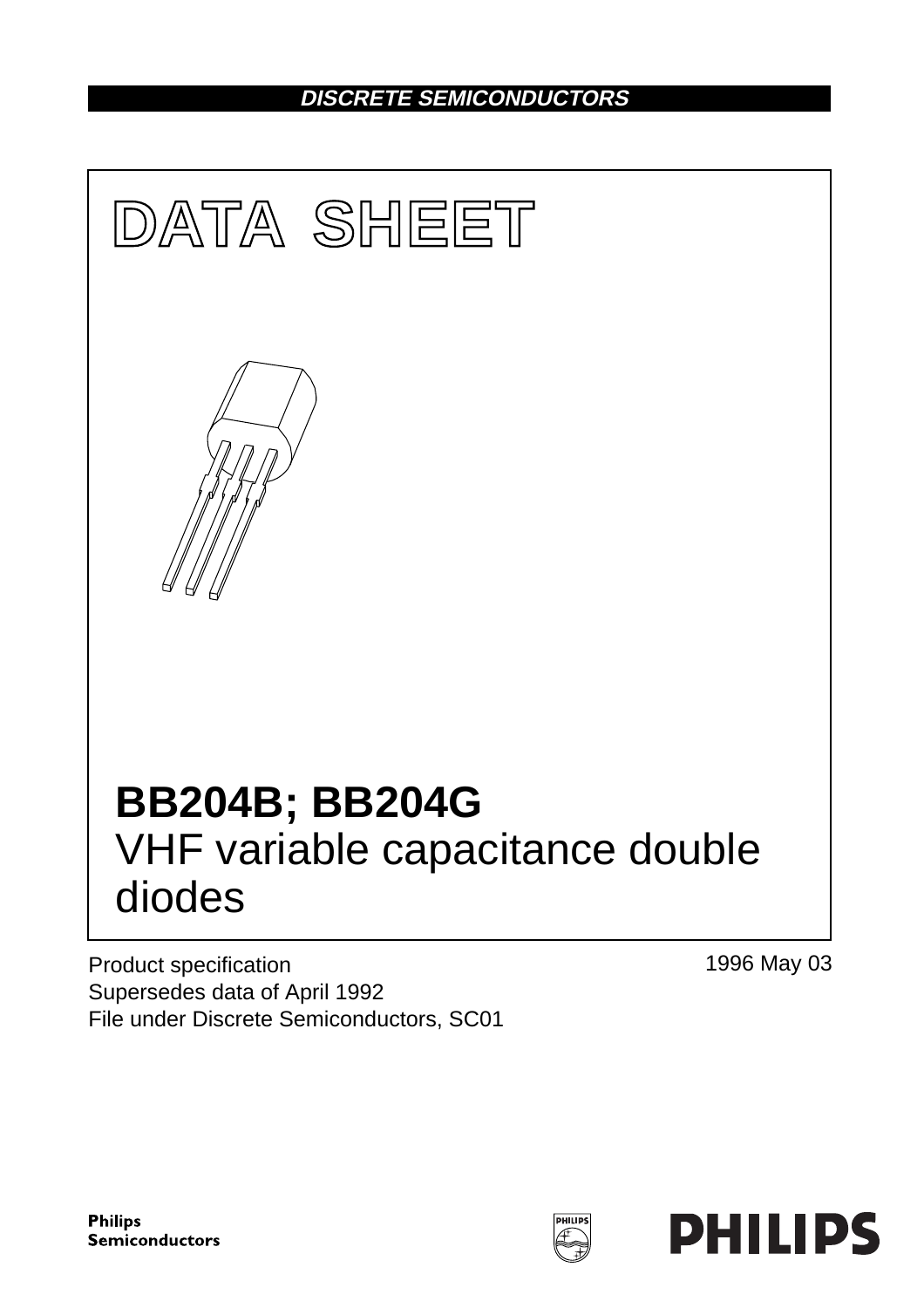DISCRETE SEMICONDUCTORS

# DATA SHEET

# BB204B; BB204G
## VHF variable capacitance double diodes

Product specification
Supersedes data of April 1992
File under Discrete Semiconductors, SC01

1996 May 03

Philips Semiconductors

PHILIPS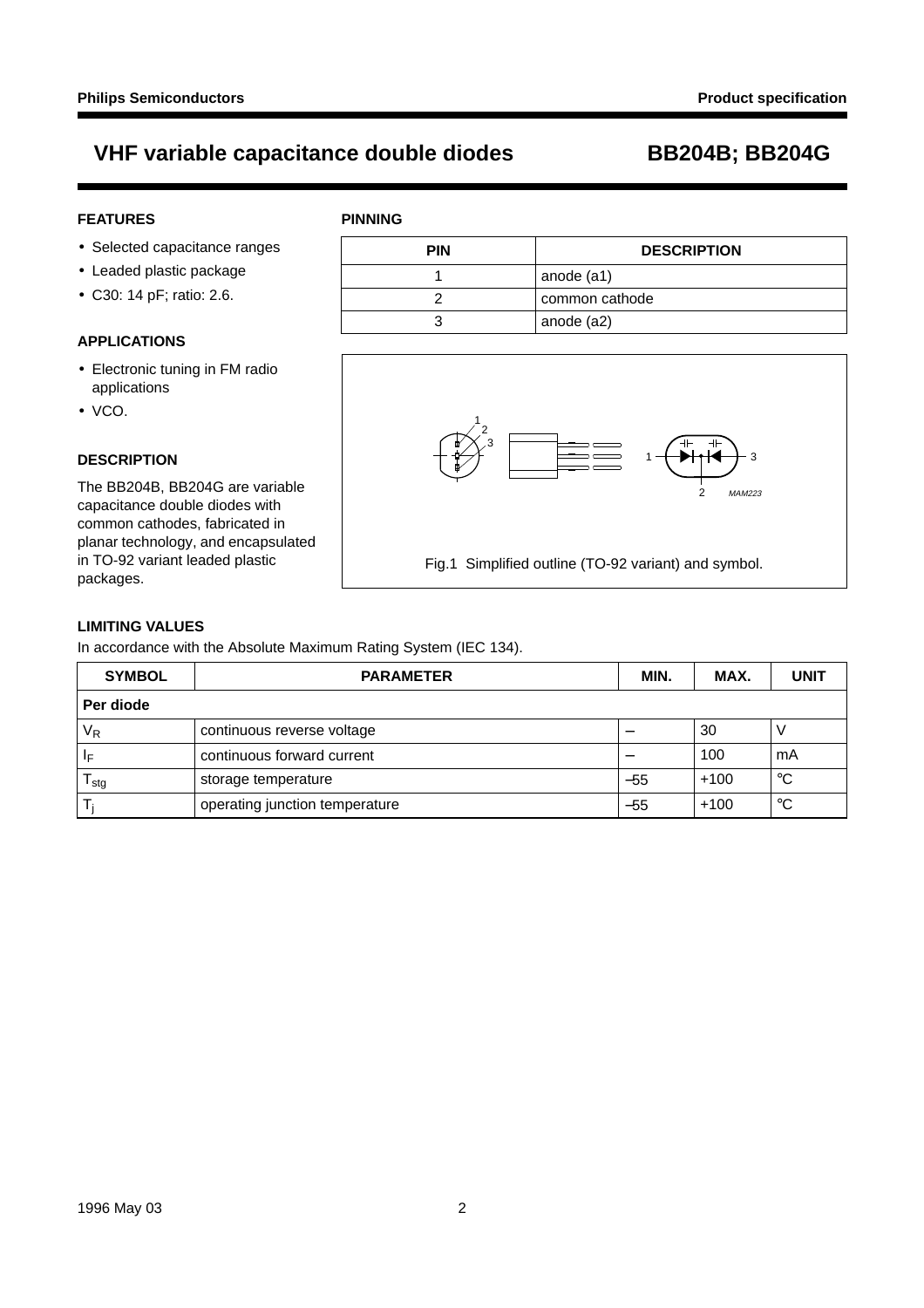# VHF variable capacitance double diodes — BB204B; BB204G

## FEATURES

- Selected capacitance ranges
- Leaded plastic package
- C30: 14 pF; ratio: 2.6.

## APPLICATIONS

- Electronic tuning in FM radio applications
- VCO.

## DESCRIPTION

The BB204B, BB204G are variable capacitance double diodes with common cathodes, fabricated in planar technology, and encapsulated in TO-92 variant leaded plastic packages.

## PINNING

| PIN | DESCRIPTION |
|---|---|
| 1 | anode (a1) |
| 2 | common cathode |
| 3 | anode (a2) |

Fig.1 Simplified outline (TO-92 variant) and symbol.

## LIMITING VALUES

In accordance with the Absolute Maximum Rating System (IEC 134).

| SYMBOL | PARAMETER | MIN. | MAX. | UNIT |
|---|---|---|---|---|
| **Per diode** | | | | |
| $V_R$ | continuous reverse voltage | – | 30 | V |
| $I_F$ | continuous forward current | – | 100 | mA |
| $T_{stg}$ | storage temperature | –55 | +100 | °C |
| $T_j$ | operating junction temperature | –55 | +100 | °C |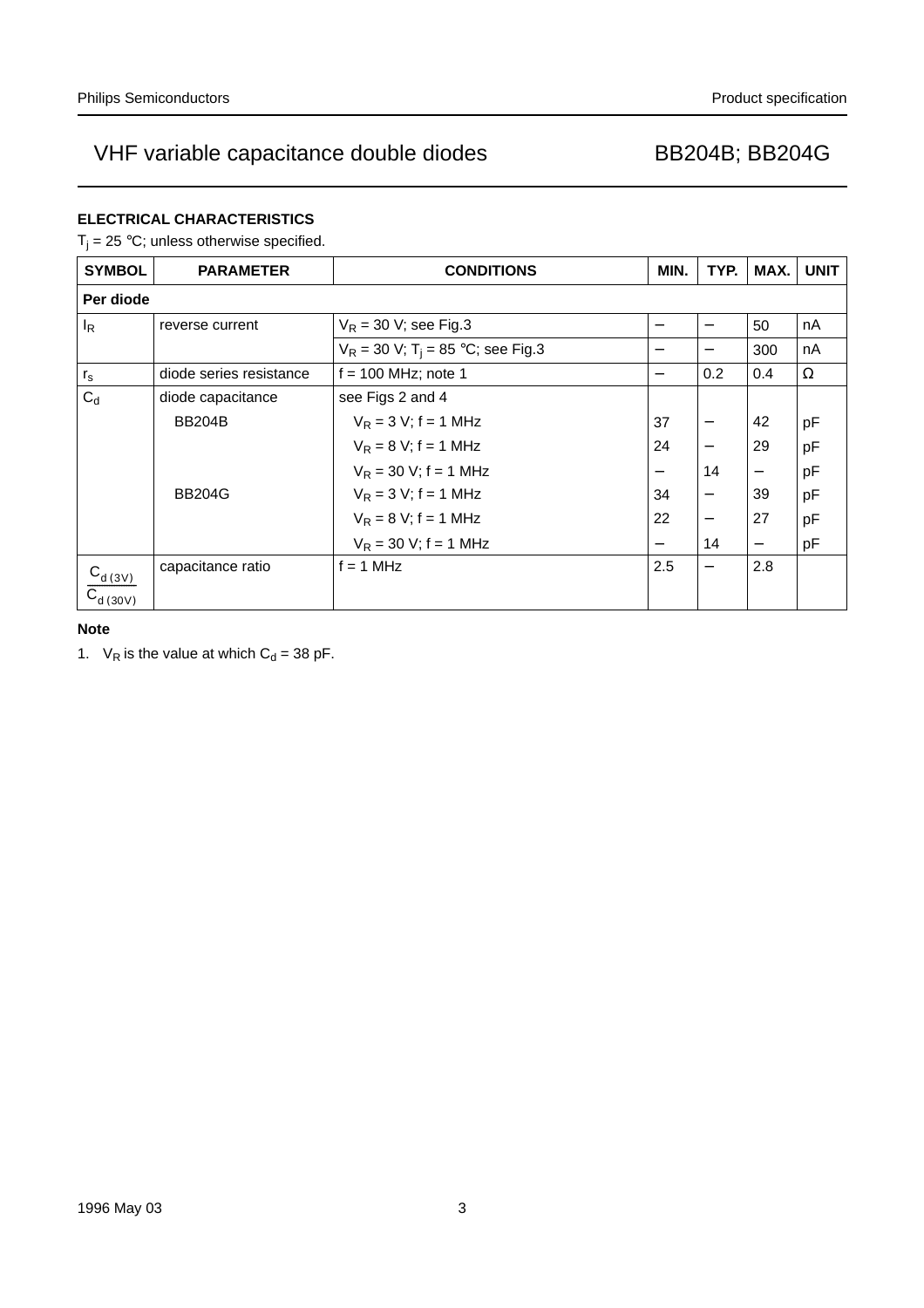## ELECTRICAL CHARACTERISTICS

$T_j$ = 25 °C; unless otherwise specified.

| SYMBOL | PARAMETER | CONDITIONS | MIN. | TYP. | MAX. | UNIT |
|---|---|---|---|---|---|---|
| **Per diode** | | | | | | |
| $I_R$ | reverse current | $V_R$ = 30 V; see Fig.3 | − | − | 50 | nA |
| | | $V_R$ = 30 V; $T_j$ = 85 °C; see Fig.3 | − | − | 300 | nA |
| $r_s$ | diode series resistance | f = 100 MHz; note 1 | − | 0.2 | 0.4 | Ω |
| $C_d$ | diode capacitance | see Figs 2 and 4 | | | | |
| | BB204B | $V_R$ = 3 V; f = 1 MHz | 37 | − | 42 | pF |
| | | $V_R$ = 8 V; f = 1 MHz | 24 | − | 29 | pF |
| | | $V_R$ = 30 V; f = 1 MHz | − | 14 | − | pF |
| | BB204G | $V_R$ = 3 V; f = 1 MHz | 34 | − | 39 | pF |
| | | $V_R$ = 8 V; f = 1 MHz | 22 | − | 27 | pF |
| | | $V_R$ = 30 V; f = 1 MHz | − | 14 | − | pF |
| $\frac{C_{d(3V)}}{C_{d(30V)}}$ | capacitance ratio | f = 1 MHz | 2.5 | − | 2.8 | |

**Note**

1. $V_R$ is the value at which $C_d$ = 38 pF.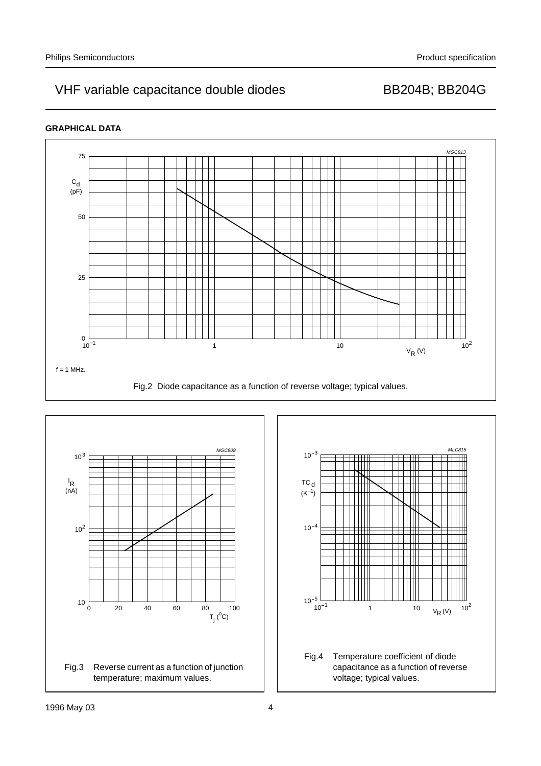## GRAPHICAL DATA

f = 1 MHz.

Fig.2 Diode capacitance as a function of reverse voltage; typical values.

Fig.3 Reverse current as a function of junction temperature; maximum values.

Fig.4 Temperature coefficient of diode capacitance as a function of reverse voltage; typical values.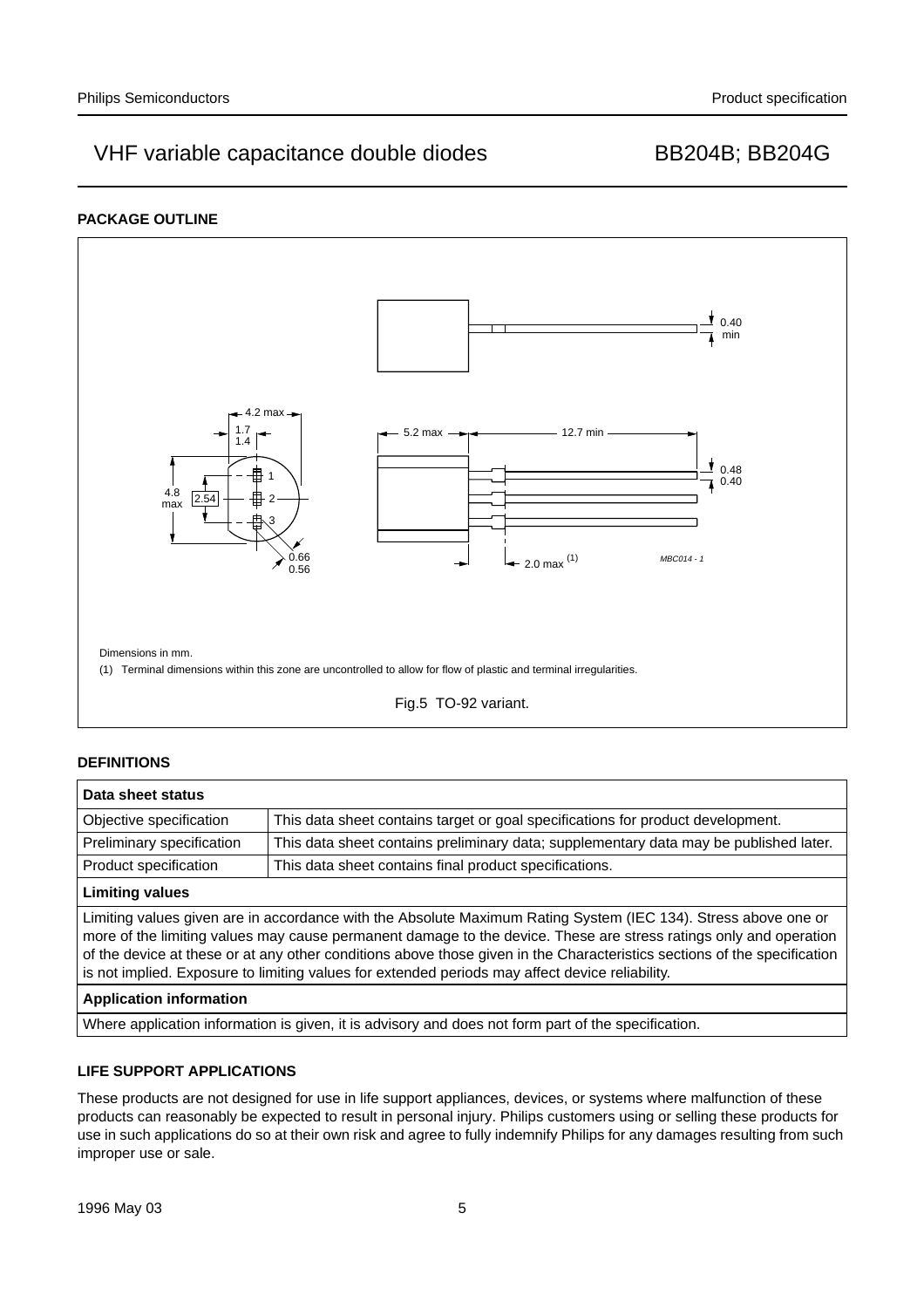## PACKAGE OUTLINE

0.40
min

4.2 max

1.7
1.4

4.8
max

2.54

1
2
3

0.66
0.56

5.2 max

12.7 min

0.48
0.40

2.0 max (1)

MBC014 - 1

Dimensions in mm.

(1) Terminal dimensions within this zone are uncontrolled to allow for flow of plastic and terminal irregularities.

Fig.5 TO-92 variant.

## DEFINITIONS

| Data sheet status | |
|---|---|
| Objective specification | This data sheet contains target or goal specifications for product development. |
| Preliminary specification | This data sheet contains preliminary data; supplementary data may be published later. |
| Product specification | This data sheet contains final product specifications. |

**Limiting values**

Limiting values given are in accordance with the Absolute Maximum Rating System (IEC 134). Stress above one or more of the limiting values may cause permanent damage to the device. These are stress ratings only and operation of the device at these or at any other conditions above those given in the Characteristics sections of the specification is not implied. Exposure to limiting values for extended periods may affect device reliability.

**Application information**

Where application information is given, it is advisory and does not form part of the specification.

## LIFE SUPPORT APPLICATIONS

These products are not designed for use in life support appliances, devices, or systems where malfunction of these products can reasonably be expected to result in personal injury. Philips customers using or selling these products for use in such applications do so at their own risk and agree to fully indemnify Philips for any damages resulting from such improper use or sale.